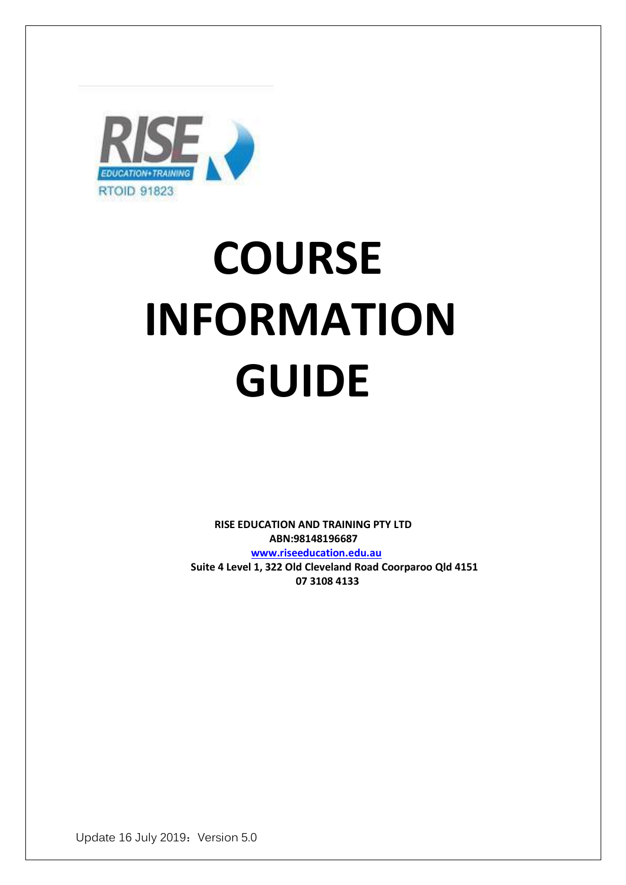RISE EDUCATION+TRAINING
RTOID 91823

# COURSE INFORMATION GUIDE

**RISE EDUCATION AND TRAINING PTY LTD**
**ABN:98148196687**
**[www.riseeducation.edu.au](http://www.riseeducation.edu.au)**
**Suite 4 Level 1, 322 Old Cleveland Road Coorparoo Qld 4151**
**07 3108 4133**

Update 16 July 2019：Version 5.0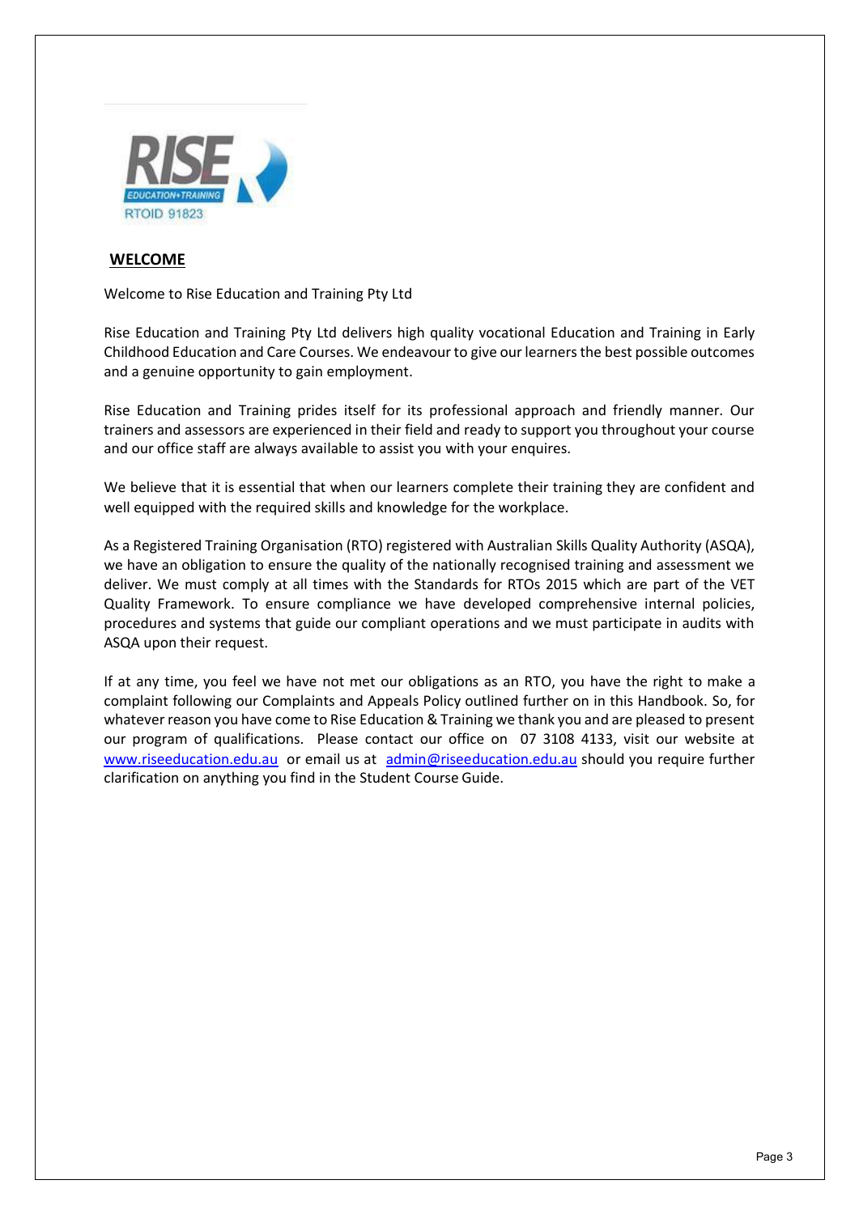RISE EDUCATION+TRAINING
RTOID 91823

## WELCOME

Welcome to Rise Education and Training Pty Ltd

Rise Education and Training Pty Ltd delivers high quality vocational Education and Training in Early Childhood Education and Care Courses. We endeavour to give our learners the best possible outcomes and a genuine opportunity to gain employment.

Rise Education and Training prides itself for its professional approach and friendly manner. Our trainers and assessors are experienced in their field and ready to support you throughout your course and our office staff are always available to assist you with your enquires.

We believe that it is essential that when our learners complete their training they are confident and well equipped with the required skills and knowledge for the workplace.

As a Registered Training Organisation (RTO) registered with Australian Skills Quality Authority (ASQA), we have an obligation to ensure the quality of the nationally recognised training and assessment we deliver. We must comply at all times with the Standards for RTOs 2015 which are part of the VET Quality Framework. To ensure compliance we have developed comprehensive internal policies, procedures and systems that guide our compliant operations and we must participate in audits with ASQA upon their request.

If at any time, you feel we have not met our obligations as an RTO, you have the right to make a complaint following our Complaints and Appeals Policy outlined further on in this Handbook. So, for whatever reason you have come to Rise Education & Training we thank you and are pleased to present our program of qualifications. Please contact our office on 07 3108 4133, visit our website at www.riseeducation.edu.au or email us at admin@riseeducation.edu.au should you require further clarification on anything you find in the Student Course Guide.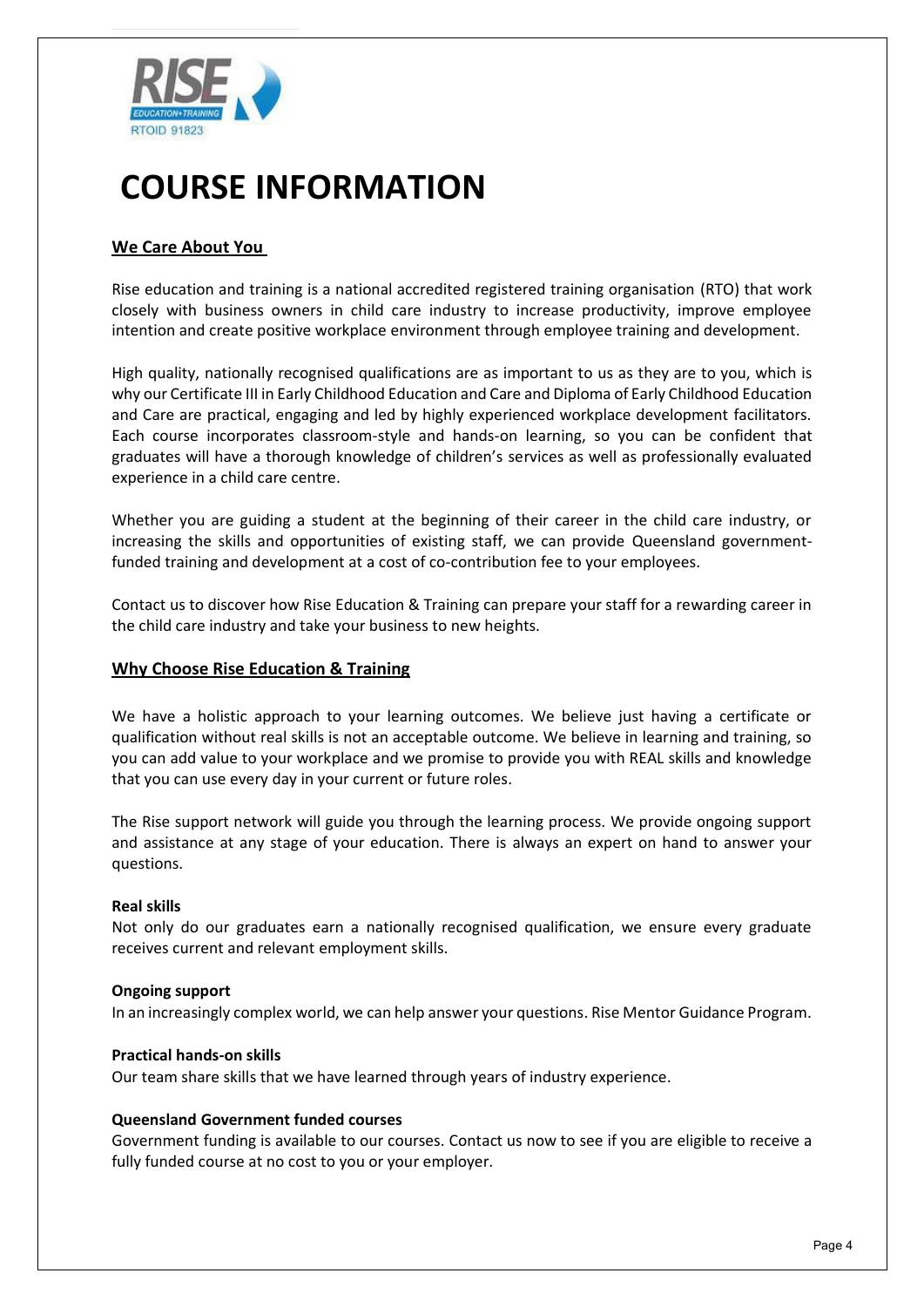# COURSE INFORMATION

## We Care About You

Rise education and training is a national accredited registered training organisation (RTO) that work closely with business owners in child care industry to increase productivity, improve employee intention and create positive workplace environment through employee training and development.

High quality, nationally recognised qualifications are as important to us as they are to you, which is why our Certificate III in Early Childhood Education and Care and Diploma of Early Childhood Education and Care are practical, engaging and led by highly experienced workplace development facilitators. Each course incorporates classroom-style and hands-on learning, so you can be confident that graduates will have a thorough knowledge of children's services as well as professionally evaluated experience in a child care centre.

Whether you are guiding a student at the beginning of their career in the child care industry, or increasing the skills and opportunities of existing staff, we can provide Queensland government-funded training and development at a cost of co-contribution fee to your employees.

Contact us to discover how Rise Education & Training can prepare your staff for a rewarding career in the child care industry and take your business to new heights.

## Why Choose Rise Education & Training

We have a holistic approach to your learning outcomes. We believe just having a certificate or qualification without real skills is not an acceptable outcome. We believe in learning and training, so you can add value to your workplace and we promise to provide you with REAL skills and knowledge that you can use every day in your current or future roles.

The Rise support network will guide you through the learning process. We provide ongoing support and assistance at any stage of your education. There is always an expert on hand to answer your questions.

**Real skills**
Not only do our graduates earn a nationally recognised qualification, we ensure every graduate receives current and relevant employment skills.

**Ongoing support**
In an increasingly complex world, we can help answer your questions. Rise Mentor Guidance Program.

**Practical hands-on skills**
Our team share skills that we have learned through years of industry experience.

**Queensland Government funded courses**
Government funding is available to our courses. Contact us now to see if you are eligible to receive a fully funded course at no cost to you or your employer.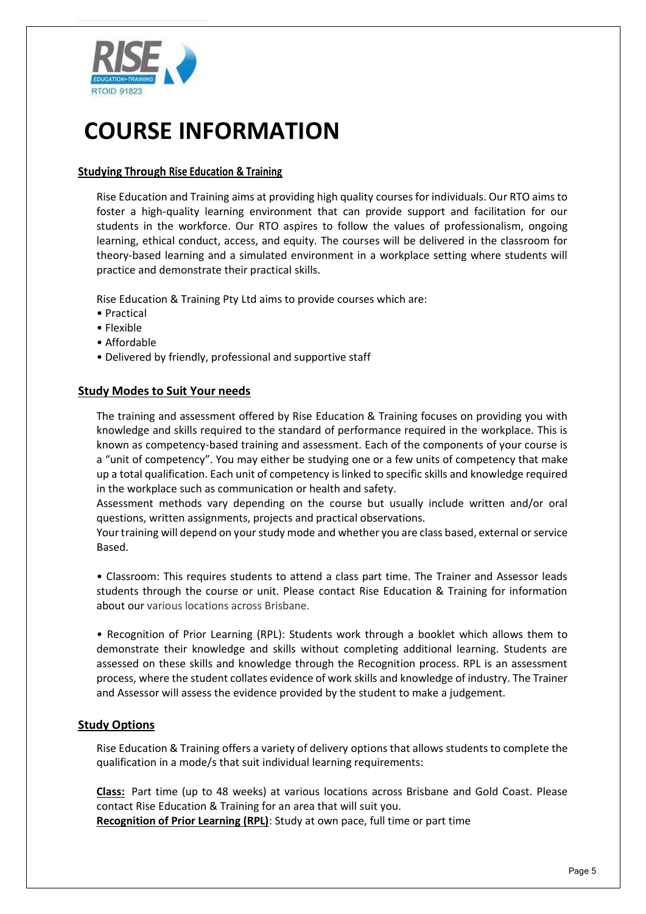# COURSE INFORMATION

## Studying Through Rise Education & Training

Rise Education and Training aims at providing high quality courses for individuals. Our RTO aims to foster a high-quality learning environment that can provide support and facilitation for our students in the workforce. Our RTO aspires to follow the values of professionalism, ongoing learning, ethical conduct, access, and equity. The courses will be delivered in the classroom for theory-based learning and a simulated environment in a workplace setting where students will practice and demonstrate their practical skills.

Rise Education & Training Pty Ltd aims to provide courses which are:

- Practical
- Flexible
- Affordable
- Delivered by friendly, professional and supportive staff

## Study Modes to Suit Your needs

The training and assessment offered by Rise Education & Training focuses on providing you with knowledge and skills required to the standard of performance required in the workplace. This is known as competency-based training and assessment. Each of the components of your course is a "unit of competency". You may either be studying one or a few units of competency that make up a total qualification. Each unit of competency is linked to specific skills and knowledge required in the workplace such as communication or health and safety.

Assessment methods vary depending on the course but usually include written and/or oral questions, written assignments, projects and practical observations.

Your training will depend on your study mode and whether you are class based, external or service Based.

- Classroom: This requires students to attend a class part time. The Trainer and Assessor leads students through the course or unit. Please contact Rise Education & Training for information about our various locations across Brisbane.

- Recognition of Prior Learning (RPL): Students work through a booklet which allows them to demonstrate their knowledge and skills without completing additional learning. Students are assessed on these skills and knowledge through the Recognition process. RPL is an assessment process, where the student collates evidence of work skills and knowledge of industry. The Trainer and Assessor will assess the evidence provided by the student to make a judgement.

## Study Options

Rise Education & Training offers a variety of delivery options that allows students to complete the qualification in a mode/s that suit individual learning requirements:

**Class:** Part time (up to 48 weeks) at various locations across Brisbane and Gold Coast. Please contact Rise Education & Training for an area that will suit you.

**Recognition of Prior Learning (RPL)**: Study at own pace, full time or part time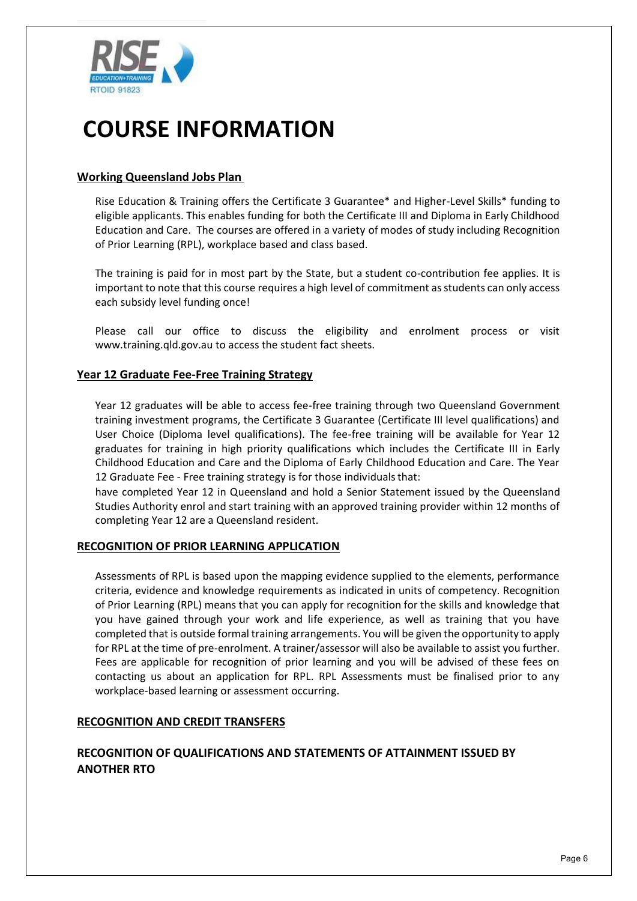# COURSE INFORMATION

## Working Queensland Jobs Plan

Rise Education & Training offers the Certificate 3 Guarantee* and Higher-Level Skills* funding to eligible applicants. This enables funding for both the Certificate III and Diploma in Early Childhood Education and Care. The courses are offered in a variety of modes of study including Recognition of Prior Learning (RPL), workplace based and class based.

The training is paid for in most part by the State, but a student co-contribution fee applies. It is important to note that this course requires a high level of commitment as students can only access each subsidy level funding once!

Please call our office to discuss the eligibility and enrolment process or visit www.training.qld.gov.au to access the student fact sheets.

## Year 12 Graduate Fee-Free Training Strategy

Year 12 graduates will be able to access fee-free training through two Queensland Government training investment programs, the Certificate 3 Guarantee (Certificate III level qualifications) and User Choice (Diploma level qualifications). The fee-free training will be available for Year 12 graduates for training in high priority qualifications which includes the Certificate III in Early Childhood Education and Care and the Diploma of Early Childhood Education and Care. The Year 12 Graduate Fee - Free training strategy is for those individuals that:

have completed Year 12 in Queensland and hold a Senior Statement issued by the Queensland Studies Authority enrol and start training with an approved training provider within 12 months of completing Year 12 are a Queensland resident.

## RECOGNITION OF PRIOR LEARNING APPLICATION

Assessments of RPL is based upon the mapping evidence supplied to the elements, performance criteria, evidence and knowledge requirements as indicated in units of competency. Recognition of Prior Learning (RPL) means that you can apply for recognition for the skills and knowledge that you have gained through your work and life experience, as well as training that you have completed that is outside formal training arrangements. You will be given the opportunity to apply for RPL at the time of pre-enrolment. A trainer/assessor will also be available to assist you further. Fees are applicable for recognition of prior learning and you will be advised of these fees on contacting us about an application for RPL. RPL Assessments must be finalised prior to any workplace-based learning or assessment occurring.

## RECOGNITION AND CREDIT TRANSFERS

### RECOGNITION OF QUALIFICATIONS AND STATEMENTS OF ATTAINMENT ISSUED BY ANOTHER RTO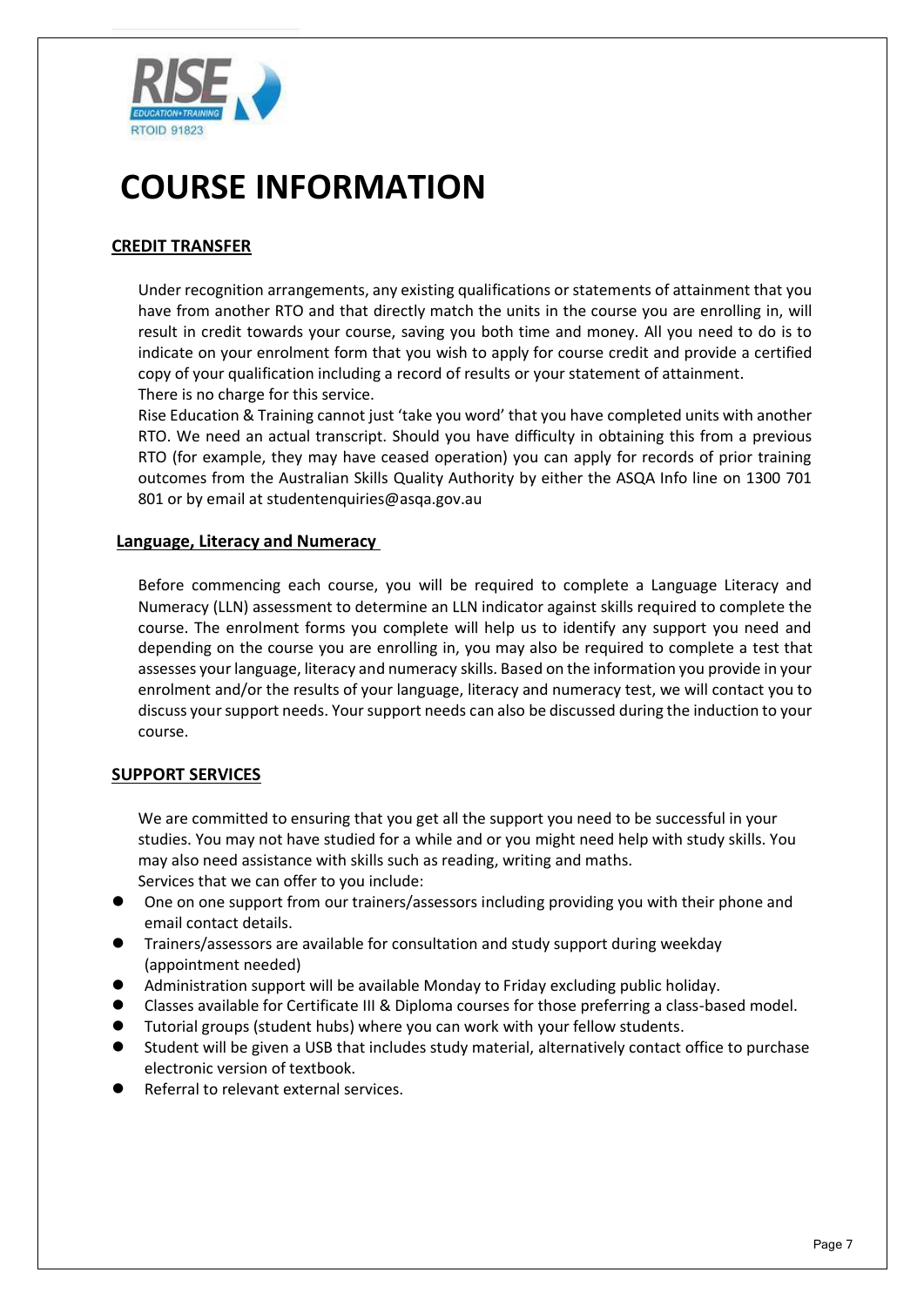# COURSE INFORMATION

## CREDIT TRANSFER

Under recognition arrangements, any existing qualifications or statements of attainment that you have from another RTO and that directly match the units in the course you are enrolling in, will result in credit towards your course, saving you both time and money. All you need to do is to indicate on your enrolment form that you wish to apply for course credit and provide a certified copy of your qualification including a record of results or your statement of attainment.
There is no charge for this service.
Rise Education & Training cannot just 'take you word' that you have completed units with another RTO. We need an actual transcript. Should you have difficulty in obtaining this from a previous RTO (for example, they may have ceased operation) you can apply for records of prior training outcomes from the Australian Skills Quality Authority by either the ASQA Info line on 1300 701 801 or by email at studentenquiries@asqa.gov.au

## Language, Literacy and Numeracy

Before commencing each course, you will be required to complete a Language Literacy and Numeracy (LLN) assessment to determine an LLN indicator against skills required to complete the course. The enrolment forms you complete will help us to identify any support you need and depending on the course you are enrolling in, you may also be required to complete a test that assesses your language, literacy and numeracy skills. Based on the information you provide in your enrolment and/or the results of your language, literacy and numeracy test, we will contact you to discuss your support needs. Your support needs can also be discussed during the induction to your course.

## SUPPORT SERVICES

We are committed to ensuring that you get all the support you need to be successful in your studies. You may not have studied for a while and or you might need help with study skills. You may also need assistance with skills such as reading, writing and maths.
Services that we can offer to you include:

- One on one support from our trainers/assessors including providing you with their phone and email contact details.
- Trainers/assessors are available for consultation and study support during weekday (appointment needed)
- Administration support will be available Monday to Friday excluding public holiday.
- Classes available for Certificate III & Diploma courses for those preferring a class-based model.
- Tutorial groups (student hubs) where you can work with your fellow students.
- Student will be given a USB that includes study material, alternatively contact office to purchase electronic version of textbook.
- Referral to relevant external services.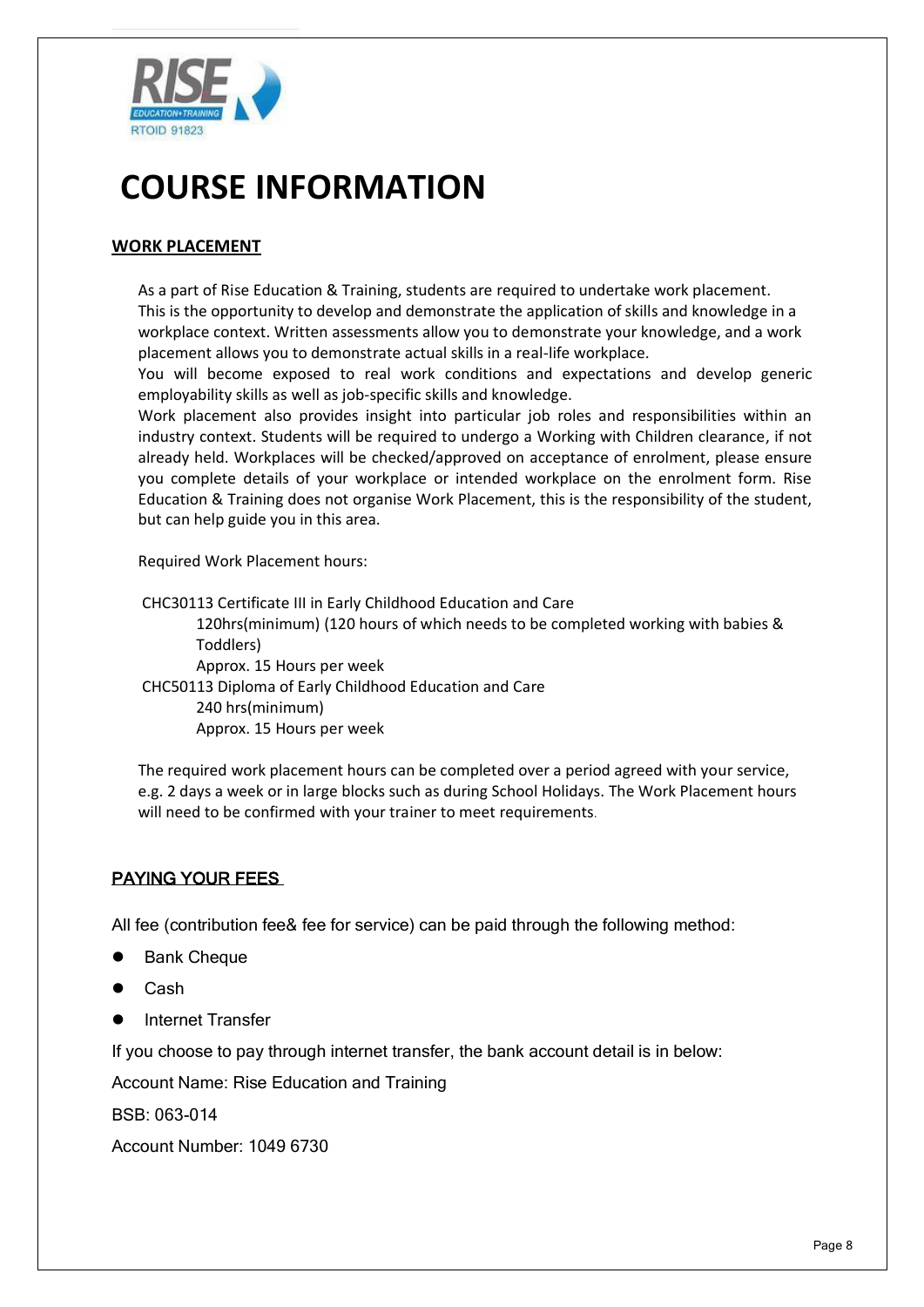# COURSE INFORMATION

## WORK PLACEMENT

As a part of Rise Education & Training, students are required to undertake work placement. This is the opportunity to develop and demonstrate the application of skills and knowledge in a workplace context. Written assessments allow you to demonstrate your knowledge, and a work placement allows you to demonstrate actual skills in a real-life workplace.

You will become exposed to real work conditions and expectations and develop generic employability skills as well as job-specific skills and knowledge.

Work placement also provides insight into particular job roles and responsibilities within an industry context. Students will be required to undergo a Working with Children clearance, if not already held. Workplaces will be checked/approved on acceptance of enrolment, please ensure you complete details of your workplace or intended workplace on the enrolment form. Rise Education & Training does not organise Work Placement, this is the responsibility of the student, but can help guide you in this area.

Required Work Placement hours:

CHC30113 Certificate III in Early Childhood Education and Care

- 120hrs(minimum) (120 hours of which needs to be completed working with babies & Toddlers)
- Approx. 15 Hours per week

CHC50113 Diploma of Early Childhood Education and Care

- 240 hrs(minimum)
- Approx. 15 Hours per week

The required work placement hours can be completed over a period agreed with your service, e.g. 2 days a week or in large blocks such as during School Holidays. The Work Placement hours will need to be confirmed with your trainer to meet requirements.

## PAYING YOUR FEES

All fee (contribution fee& fee for service) can be paid through the following method:

- Bank Cheque
- Cash
- Internet Transfer

If you choose to pay through internet transfer, the bank account detail is in below:

Account Name: Rise Education and Training

BSB: 063-014

Account Number: 1049 6730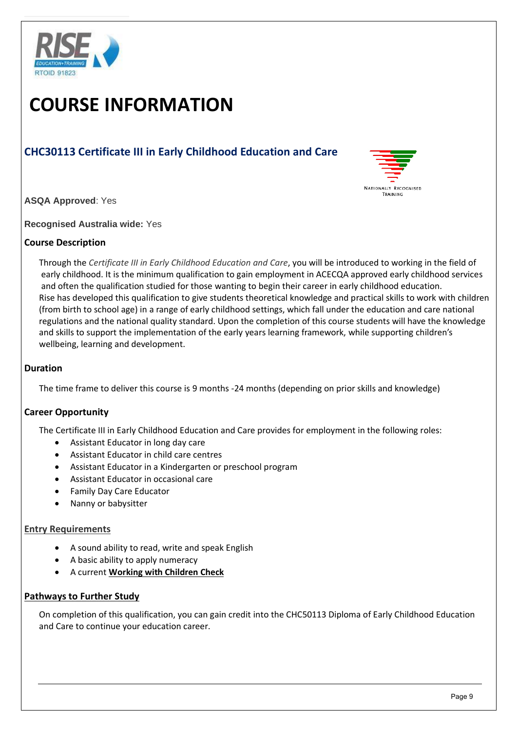# COURSE INFORMATION

## CHC30113 Certificate III in Early Childhood Education and Care

**ASQA Approved**: Yes

**Recognised Australia wide:** Yes

### Course Description

Through the *Certificate III in Early Childhood Education and Care*, you will be introduced to working in the field of early childhood. It is the minimum qualification to gain employment in ACECQA approved early childhood services and often the qualification studied for those wanting to begin their career in early childhood education. Rise has developed this qualification to give students theoretical knowledge and practical skills to work with children (from birth to school age) in a range of early childhood settings, which fall under the education and care national regulations and the national quality standard. Upon the completion of this course students will have the knowledge and skills to support the implementation of the early years learning framework, while supporting children's wellbeing, learning and development.

### Duration

The time frame to deliver this course is 9 months -24 months (depending on prior skills and knowledge)

### Career Opportunity

The Certificate III in Early Childhood Education and Care provides for employment in the following roles:

- Assistant Educator in long day care
- Assistant Educator in child care centres
- Assistant Educator in a Kindergarten or preschool program
- Assistant Educator in occasional care
- Family Day Care Educator
- Nanny or babysitter

### Entry Requirements

- A sound ability to read, write and speak English
- A basic ability to apply numeracy
- A current **Working with Children Check**

### Pathways to Further Study

On completion of this qualification, you can gain credit into the CHC50113 Diploma of Early Childhood Education and Care to continue your education career.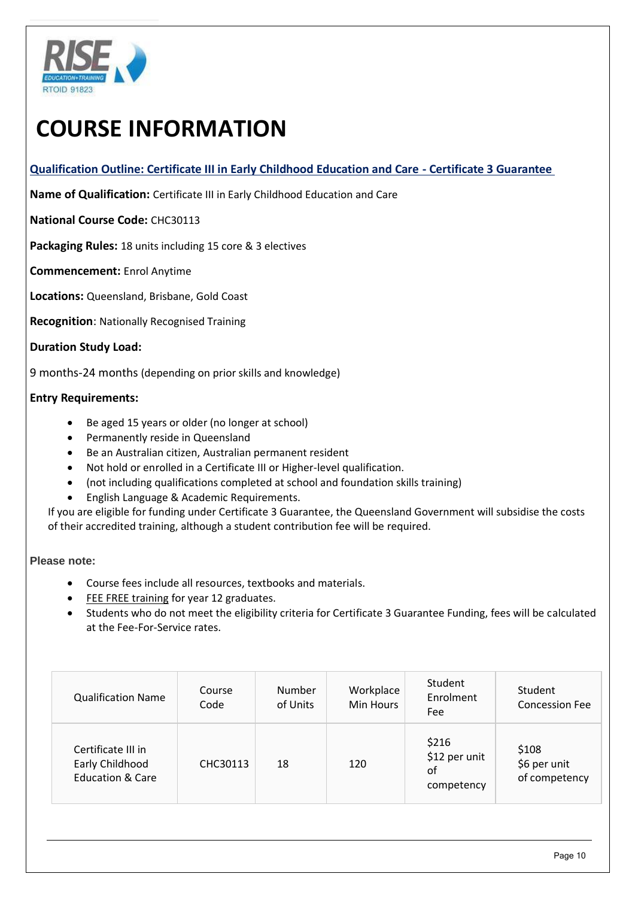# COURSE INFORMATION

**Qualification Outline: Certificate III in Early Childhood Education and Care - Certificate 3 Guarantee**

**Name of Qualification:** Certificate III in Early Childhood Education and Care

**National Course Code:** CHC30113

**Packaging Rules:** 18 units including 15 core & 3 electives

**Commencement:** Enrol Anytime

**Locations:** Queensland, Brisbane, Gold Coast

**Recognition**: Nationally Recognised Training

**Duration Study Load:**

9 months-24 months (depending on prior skills and knowledge)

**Entry Requirements:**

- Be aged 15 years or older (no longer at school)
- Permanently reside in Queensland
- Be an Australian citizen, Australian permanent resident
- Not hold or enrolled in a Certificate III or Higher-level qualification.
- (not including qualifications completed at school and foundation skills training)
- English Language & Academic Requirements.

If you are eligible for funding under Certificate 3 Guarantee, the Queensland Government will subsidise the costs of their accredited training, although a student contribution fee will be required.

**Please note:**

- Course fees include all resources, textbooks and materials.
- FEE FREE training for year 12 graduates.
- Students who do not meet the eligibility criteria for Certificate 3 Guarantee Funding, fees will be calculated at the Fee-For-Service rates.

| Qualification Name | Course Code | Number of Units | Workplace Min Hours | Student Enrolment Fee | Student Concession Fee |
|---|---|---|---|---|---|
| Certificate III in Early Childhood Education & Care | CHC30113 | 18 | 120 | $216 $12 per unit of competency | $108 $6 per unit of competency |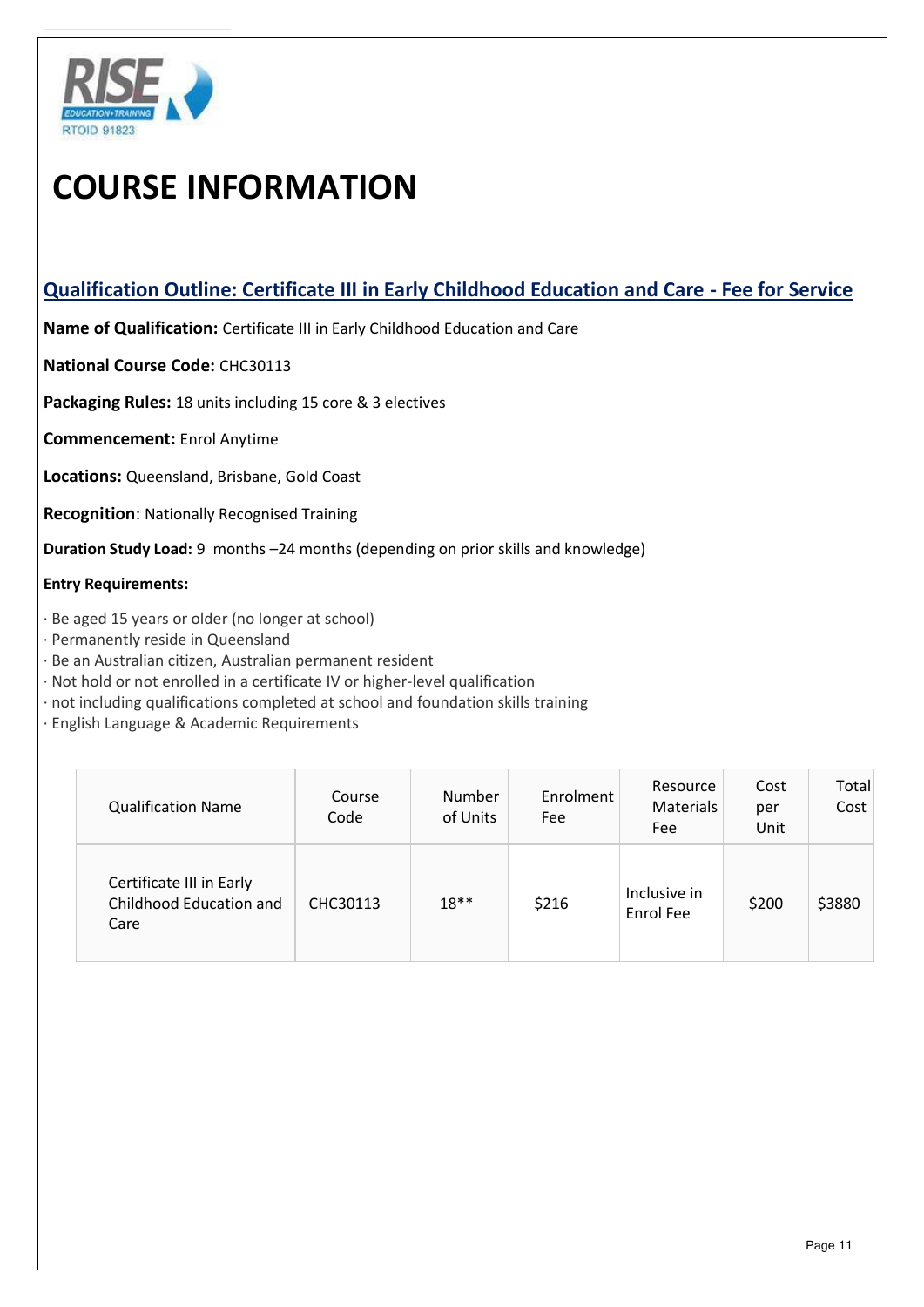# COURSE INFORMATION

## Qualification Outline: Certificate III in Early Childhood Education and Care - Fee for Service

**Name of Qualification:** Certificate III in Early Childhood Education and Care

**National Course Code:** CHC30113

**Packaging Rules:** 18 units including 15 core & 3 electives

**Commencement:** Enrol Anytime

**Locations:** Queensland, Brisbane, Gold Coast

**Recognition**: Nationally Recognised Training

**Duration Study Load:** 9 months –24 months (depending on prior skills and knowledge)

**Entry Requirements:**

· Be aged 15 years or older (no longer at school)
· Permanently reside in Queensland
· Be an Australian citizen, Australian permanent resident
· Not hold or not enrolled in a certificate IV or higher-level qualification
· not including qualifications completed at school and foundation skills training
· English Language & Academic Requirements

| Qualification Name | Course Code | Number of Units | Enrolment Fee | Resource Materials Fee | Cost per Unit | Total Cost |
|---|---|---|---|---|---|---|
| Certificate III in Early Childhood Education and Care | CHC30113 | 18** | $216 | Inclusive in Enrol Fee | $200 | $3880 |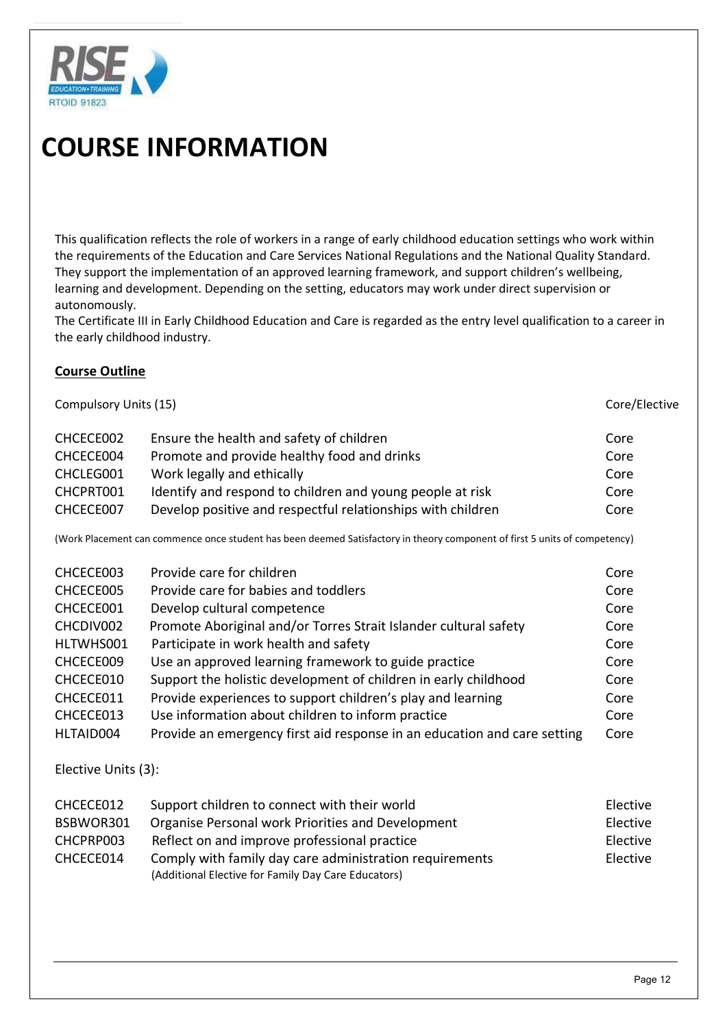# COURSE INFORMATION

This qualification reflects the role of workers in a range of early childhood education settings who work within the requirements of the Education and Care Services National Regulations and the National Quality Standard. They support the implementation of an approved learning framework, and support children's wellbeing, learning and development. Depending on the setting, educators may work under direct supervision or autonomously.
The Certificate III in Early Childhood Education and Care is regarded as the entry level qualification to a career in the early childhood industry.

**Course Outline**

| Compulsory Units (15) | | Core/Elective |
|---|---|---|
| CHCECE002 | Ensure the health and safety of children | Core |
| CHCECE004 | Promote and provide healthy food and drinks | Core |
| CHCLEG001 | Work legally and ethically | Core |
| CHCPRT001 | Identify and respond to children and young people at risk | Core |
| CHCECE007 | Develop positive and respectful relationships with children | Core |

(Work Placement can commence once student has been deemed Satisfactory in theory component of first 5 units of competency)

| | | |
|---|---|---|
| CHCECE003 | Provide care for children | Core |
| CHCECE005 | Provide care for babies and toddlers | Core |
| CHCECE001 | Develop cultural competence | Core |
| CHCDIV002 | Promote Aboriginal and/or Torres Strait Islander cultural safety | Core |
| HLTWHS001 | Participate in work health and safety | Core |
| CHCECE009 | Use an approved learning framework to guide practice | Core |
| CHCECE010 | Support the holistic development of children in early childhood | Core |
| CHCECE011 | Provide experiences to support children's play and learning | Core |
| CHCECE013 | Use information about children to inform practice | Core |
| HLTAID004 | Provide an emergency first aid response in an education and care setting | Core |

Elective Units (3):

| | | |
|---|---|---|
| CHCECE012 | Support children to connect with their world | Elective |
| BSBWOR301 | Organise Personal work Priorities and Development | Elective |
| CHCPRP003 | Reflect on and improve professional practice | Elective |
| CHCECE014 | Comply with family day care administration requirements (Additional Elective for Family Day Care Educators) | Elective |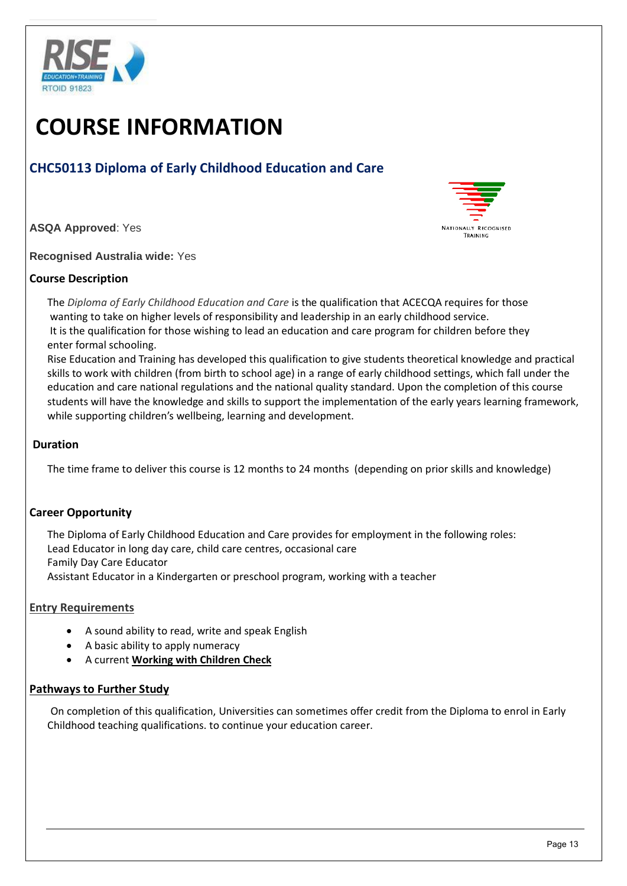# COURSE INFORMATION

## CHC50113 Diploma of Early Childhood Education and Care

**ASQA Approved**: Yes

**Recognised Australia wide:** Yes

### Course Description

The *Diploma of Early Childhood Education and Care* is the qualification that ACECQA requires for those wanting to take on higher levels of responsibility and leadership in an early childhood service.
It is the qualification for those wishing to lead an education and care program for children before they enter formal schooling.
Rise Education and Training has developed this qualification to give students theoretical knowledge and practical skills to work with children (from birth to school age) in a range of early childhood settings, which fall under the education and care national regulations and the national quality standard. Upon the completion of this course students will have the knowledge and skills to support the implementation of the early years learning framework, while supporting children's wellbeing, learning and development.

### Duration

The time frame to deliver this course is 12 months to 24 months (depending on prior skills and knowledge)

### Career Opportunity

The Diploma of Early Childhood Education and Care provides for employment in the following roles:
Lead Educator in long day care, child care centres, occasional care
Family Day Care Educator
Assistant Educator in a Kindergarten or preschool program, working with a teacher

### Entry Requirements

- A sound ability to read, write and speak English
- A basic ability to apply numeracy
- A current **Working with Children Check**

### Pathways to Further Study

On completion of this qualification, Universities can sometimes offer credit from the Diploma to enrol in Early Childhood teaching qualifications. to continue your education career.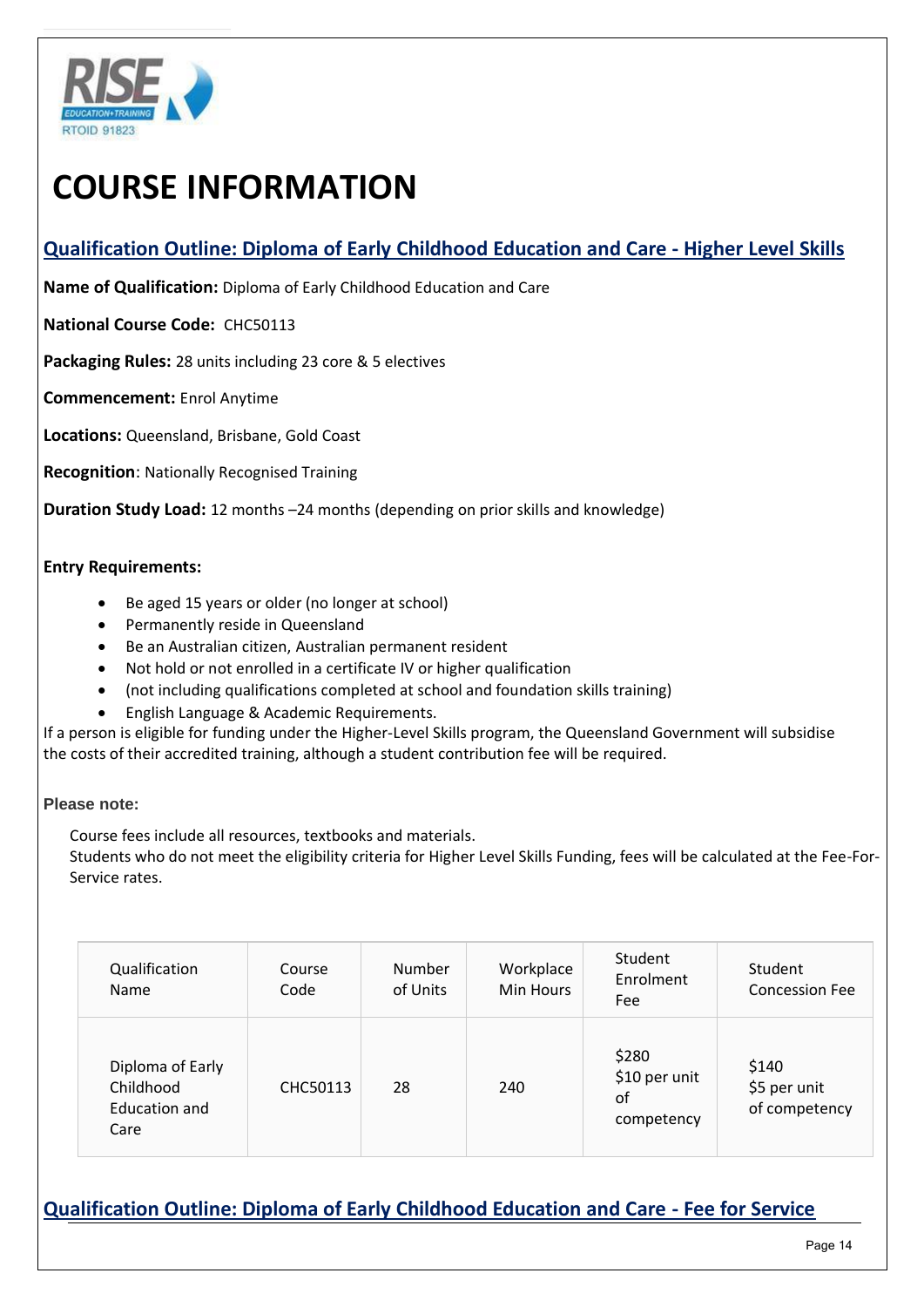RISE EDUCATION+TRAINING
RTOID 91823

# COURSE INFORMATION

## Qualification Outline: Diploma of Early Childhood Education and Care - Higher Level Skills

**Name of Qualification:** Diploma of Early Childhood Education and Care

**National Course Code:** CHC50113

**Packaging Rules:** 28 units including 23 core & 5 electives

**Commencement:** Enrol Anytime

**Locations:** Queensland, Brisbane, Gold Coast

**Recognition**: Nationally Recognised Training

**Duration Study Load:** 12 months –24 months (depending on prior skills and knowledge)

**Entry Requirements:**

- Be aged 15 years or older (no longer at school)
- Permanently reside in Queensland
- Be an Australian citizen, Australian permanent resident
- Not hold or not enrolled in a certificate IV or higher qualification
- (not including qualifications completed at school and foundation skills training)
- English Language & Academic Requirements.

If a person is eligible for funding under the Higher-Level Skills program, the Queensland Government will subsidise the costs of their accredited training, although a student contribution fee will be required.

**Please note:**

Course fees include all resources, textbooks and materials.
Students who do not meet the eligibility criteria for Higher Level Skills Funding, fees will be calculated at the Fee-For-Service rates.

| Qualification Name | Course Code | Number of Units | Workplace Min Hours | Student Enrolment Fee | Student Concession Fee |
|---|---|---|---|---|---|
| Diploma of Early Childhood Education and Care | CHC50113 | 28 | 240 | $280 $10 per unit of competency | $140 $5 per unit of competency |

## Qualification Outline: Diploma of Early Childhood Education and Care - Fee for Service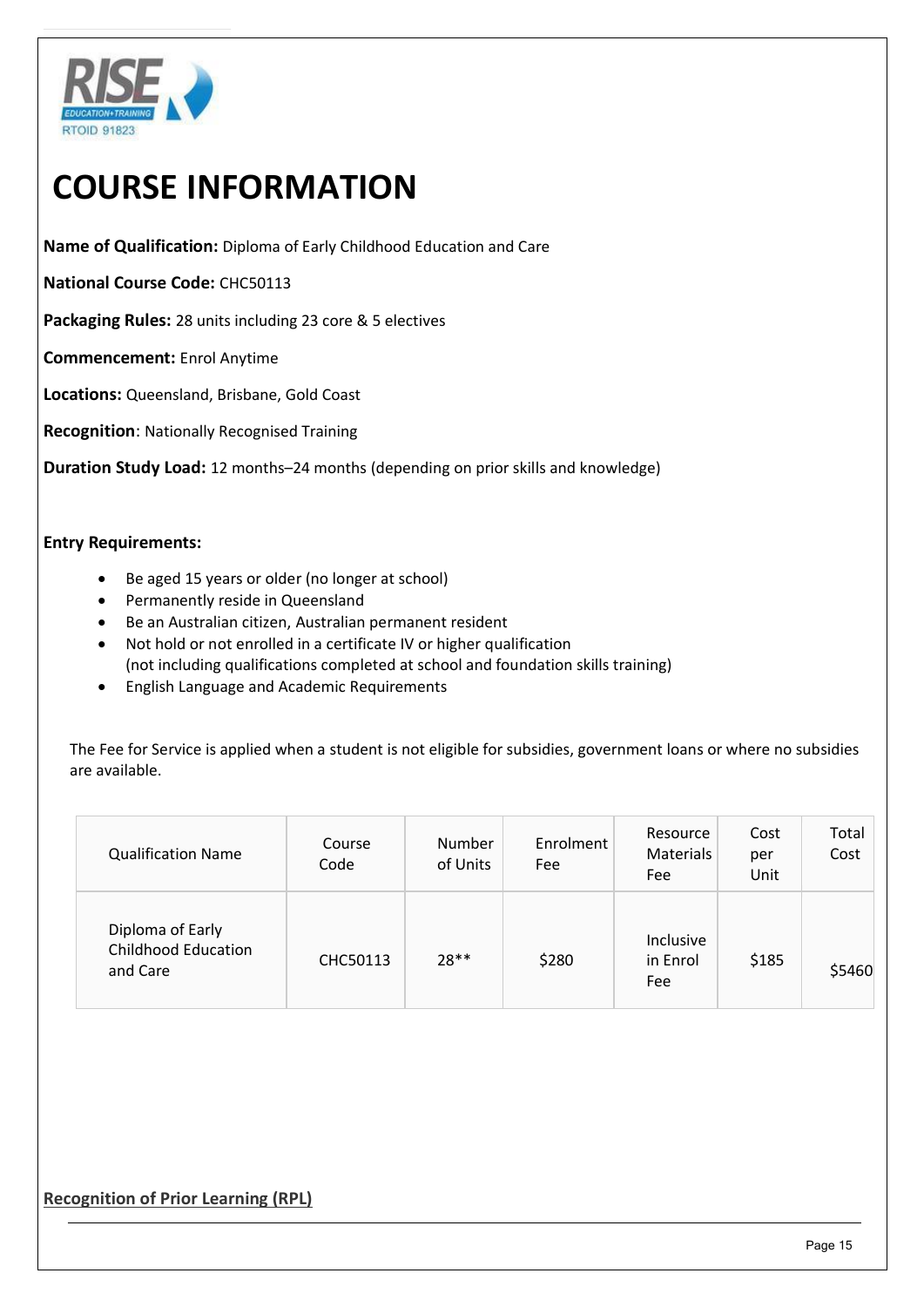# COURSE INFORMATION

**Name of Qualification:** Diploma of Early Childhood Education and Care

**National Course Code:** CHC50113

**Packaging Rules:** 28 units including 23 core & 5 electives

**Commencement:** Enrol Anytime

**Locations:** Queensland, Brisbane, Gold Coast

**Recognition**: Nationally Recognised Training

**Duration Study Load:** 12 months–24 months (depending on prior skills and knowledge)

**Entry Requirements:**

- Be aged 15 years or older (no longer at school)
- Permanently reside in Queensland
- Be an Australian citizen, Australian permanent resident
- Not hold or not enrolled in a certificate IV or higher qualification (not including qualifications completed at school and foundation skills training)
- English Language and Academic Requirements

The Fee for Service is applied when a student is not eligible for subsidies, government loans or where no subsidies are available.

| Qualification Name | Course Code | Number of Units | Enrolment Fee | Resource Materials Fee | Cost per Unit | Total Cost |
|---|---|---|---|---|---|---|
| Diploma of Early Childhood Education and Care | CHC50113 | 28** | $280 | Inclusive in Enrol Fee | $185 | $5460 |

**Recognition of Prior Learning (RPL)**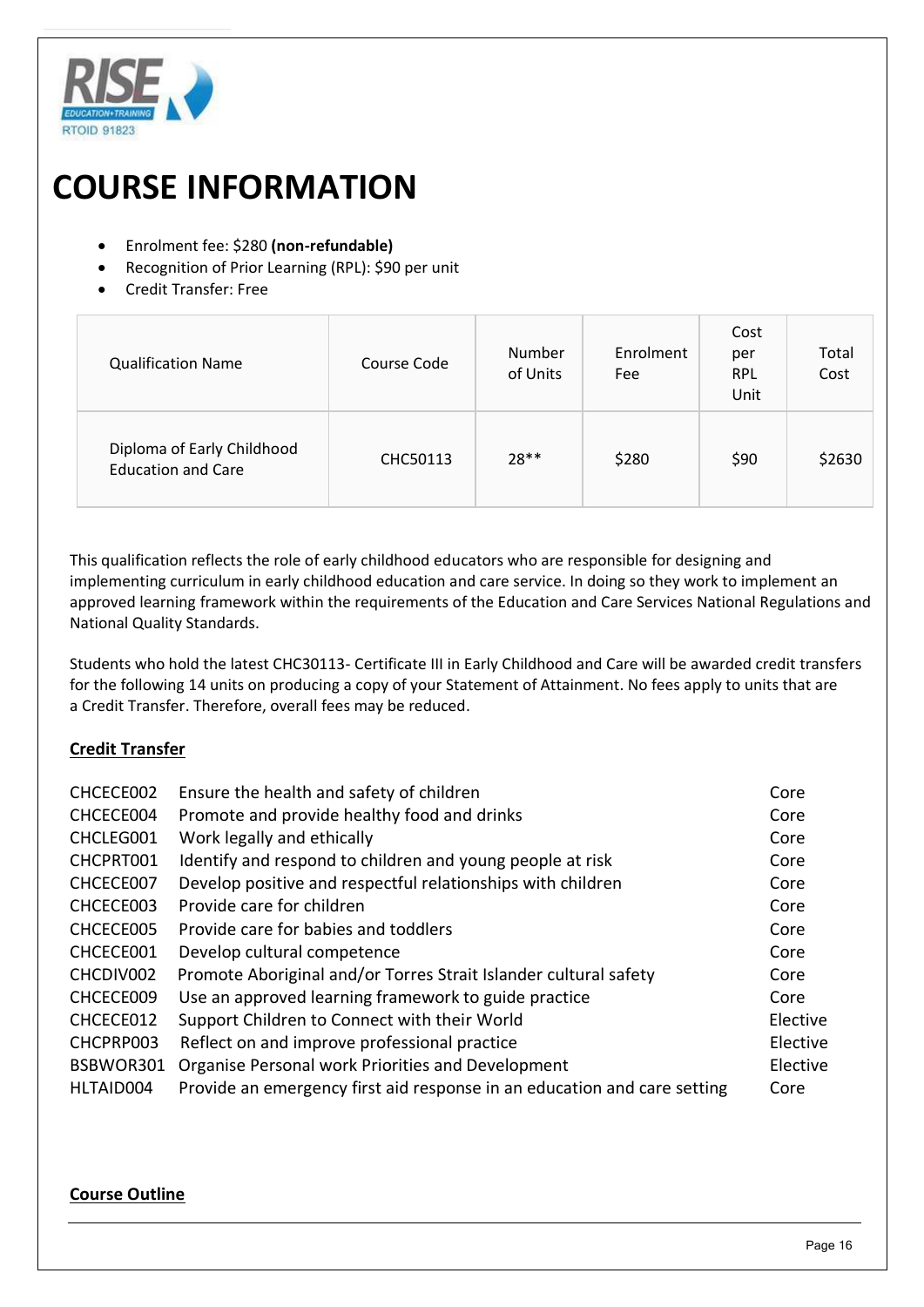# COURSE INFORMATION

- Enrolment fee: $280 **(non-refundable)**
- Recognition of Prior Learning (RPL): $90 per unit
- Credit Transfer: Free

| Qualification Name | Course Code | Number of Units | Enrolment Fee | Cost per RPL Unit | Total Cost |
|---|---|---|---|---|---|
| Diploma of Early Childhood Education and Care | CHC50113 | 28** | $280 | $90 | $2630 |

This qualification reflects the role of early childhood educators who are responsible for designing and implementing curriculum in early childhood education and care service. In doing so they work to implement an approved learning framework within the requirements of the Education and Care Services National Regulations and National Quality Standards.

Students who hold the latest CHC30113- Certificate III in Early Childhood and Care will be awarded credit transfers for the following 14 units on producing a copy of your Statement of Attainment. No fees apply to units that are a Credit Transfer. Therefore, overall fees may be reduced.

**Credit Transfer**

| | | |
|---|---|---|
| CHCECE002 | Ensure the health and safety of children | Core |
| CHCECE004 | Promote and provide healthy food and drinks | Core |
| CHCLEG001 | Work legally and ethically | Core |
| CHCPRT001 | Identify and respond to children and young people at risk | Core |
| CHCECE007 | Develop positive and respectful relationships with children | Core |
| CHCECE003 | Provide care for children | Core |
| CHCECE005 | Provide care for babies and toddlers | Core |
| CHCECE001 | Develop cultural competence | Core |
| CHCDIV002 | Promote Aboriginal and/or Torres Strait Islander cultural safety | Core |
| CHCECE009 | Use an approved learning framework to guide practice | Core |
| CHCECE012 | Support Children to Connect with their World | Elective |
| CHCPRP003 | Reflect on and improve professional practice | Elective |
| BSBWOR301 | Organise Personal work Priorities and Development | Elective |
| HLTAID004 | Provide an emergency first aid response in an education and care setting | Core |

**Course Outline**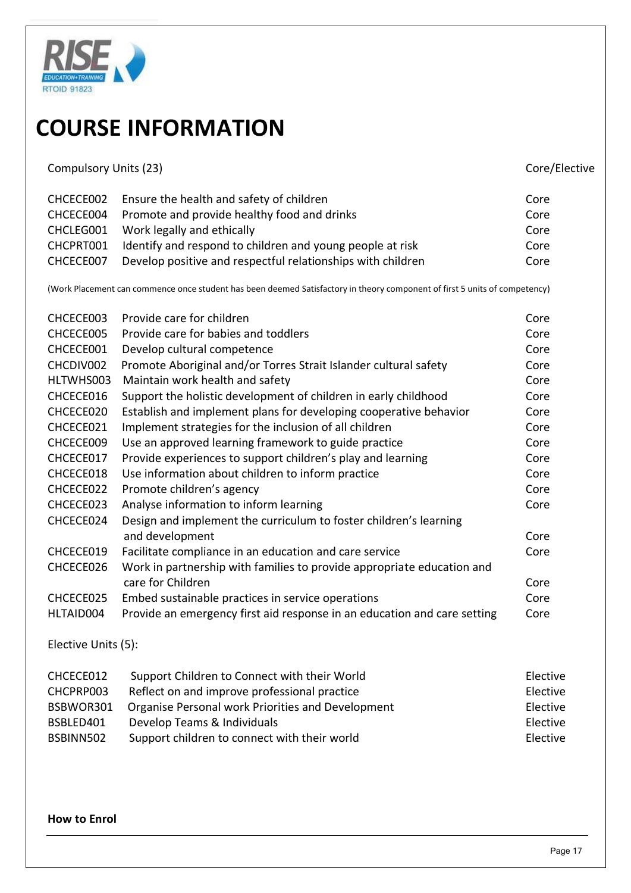RISE EDUCATION+TRAINING
RTOID 91823

# COURSE INFORMATION

| Compulsory Units (23) | | Core/Elective |
|---|---|---|
| CHCECE002 | Ensure the health and safety of children | Core |
| CHCECE004 | Promote and provide healthy food and drinks | Core |
| CHCLEG001 | Work legally and ethically | Core |
| CHCPRT001 | Identify and respond to children and young people at risk | Core |
| CHCECE007 | Develop positive and respectful relationships with children | Core |

(Work Placement can commence once student has been deemed Satisfactory in theory component of first 5 units of competency)

| | | |
|---|---|---|
| CHCECE003 | Provide care for children | Core |
| CHCECE005 | Provide care for babies and toddlers | Core |
| CHCECE001 | Develop cultural competence | Core |
| CHCDIV002 | Promote Aboriginal and/or Torres Strait Islander cultural safety | Core |
| HLTWHS003 | Maintain work health and safety | Core |
| CHCECE016 | Support the holistic development of children in early childhood | Core |
| CHCECE020 | Establish and implement plans for developing cooperative behavior | Core |
| CHCECE021 | Implement strategies for the inclusion of all children | Core |
| CHCECE009 | Use an approved learning framework to guide practice | Core |
| CHCECE017 | Provide experiences to support children's play and learning | Core |
| CHCECE018 | Use information about children to inform practice | Core |
| CHCECE022 | Promote children's agency | Core |
| CHCECE023 | Analyse information to inform learning | Core |
| CHCECE024 | Design and implement the curriculum to foster children's learning and development | Core |
| CHCECE019 | Facilitate compliance in an education and care service | Core |
| CHCECE026 | Work in partnership with families to provide appropriate education and care for Children | Core |
| CHCECE025 | Embed sustainable practices in service operations | Core |
| HLTAID004 | Provide an emergency first aid response in an education and care setting | Core |

Elective Units (5):

| | | |
|---|---|---|
| CHCECE012 | Support Children to Connect with their World | Elective |
| CHCPRP003 | Reflect on and improve professional practice | Elective |
| BSBWOR301 | Organise Personal work Priorities and Development | Elective |
| BSBLED401 | Develop Teams & Individuals | Elective |
| BSBINN502 | Support children to connect with their world | Elective |

**How to Enrol**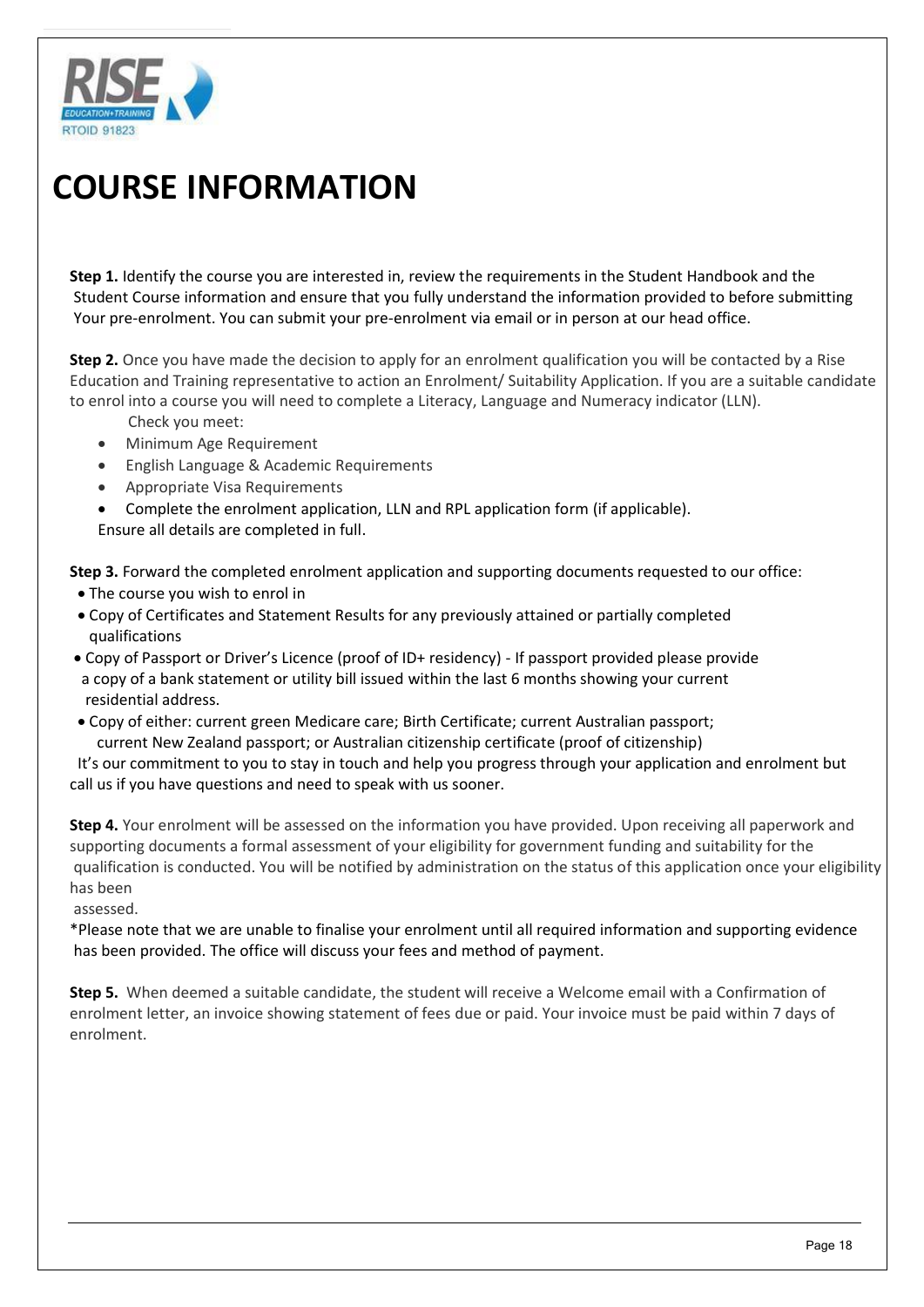RISE EDUCATION+TRAINING
RTOID 91823

# COURSE INFORMATION

**Step 1.** Identify the course you are interested in, review the requirements in the Student Handbook and the Student Course information and ensure that you fully understand the information provided to before submitting Your pre-enrolment. You can submit your pre-enrolment via email or in person at our head office.

**Step 2.** Once you have made the decision to apply for an enrolment qualification you will be contacted by a Rise Education and Training representative to action an Enrolment/ Suitability Application. If you are a suitable candidate to enrol into a course you will need to complete a Literacy, Language and Numeracy indicator (LLN).

Check you meet:

- Minimum Age Requirement
- English Language & Academic Requirements
- Appropriate Visa Requirements
- Complete the enrolment application, LLN and RPL application form (if applicable).

Ensure all details are completed in full.

**Step 3.** Forward the completed enrolment application and supporting documents requested to our office:

- The course you wish to enrol in
- Copy of Certificates and Statement Results for any previously attained or partially completed qualifications
- Copy of Passport or Driver's Licence (proof of ID+ residency) - If passport provided please provide a copy of a bank statement or utility bill issued within the last 6 months showing your current residential address.
- Copy of either: current green Medicare care; Birth Certificate; current Australian passport; current New Zealand passport; or Australian citizenship certificate (proof of citizenship)

It's our commitment to you to stay in touch and help you progress through your application and enrolment but call us if you have questions and need to speak with us sooner.

**Step 4.** Your enrolment will be assessed on the information you have provided. Upon receiving all paperwork and supporting documents a formal assessment of your eligibility for government funding and suitability for the qualification is conducted. You will be notified by administration on the status of this application once your eligibility has been assessed.

*Please note that we are unable to finalise your enrolment until all required information and supporting evidence has been provided. The office will discuss your fees and method of payment.

**Step 5.** When deemed a suitable candidate, the student will receive a Welcome email with a Confirmation of enrolment letter, an invoice showing statement of fees due or paid. Your invoice must be paid within 7 days of enrolment.